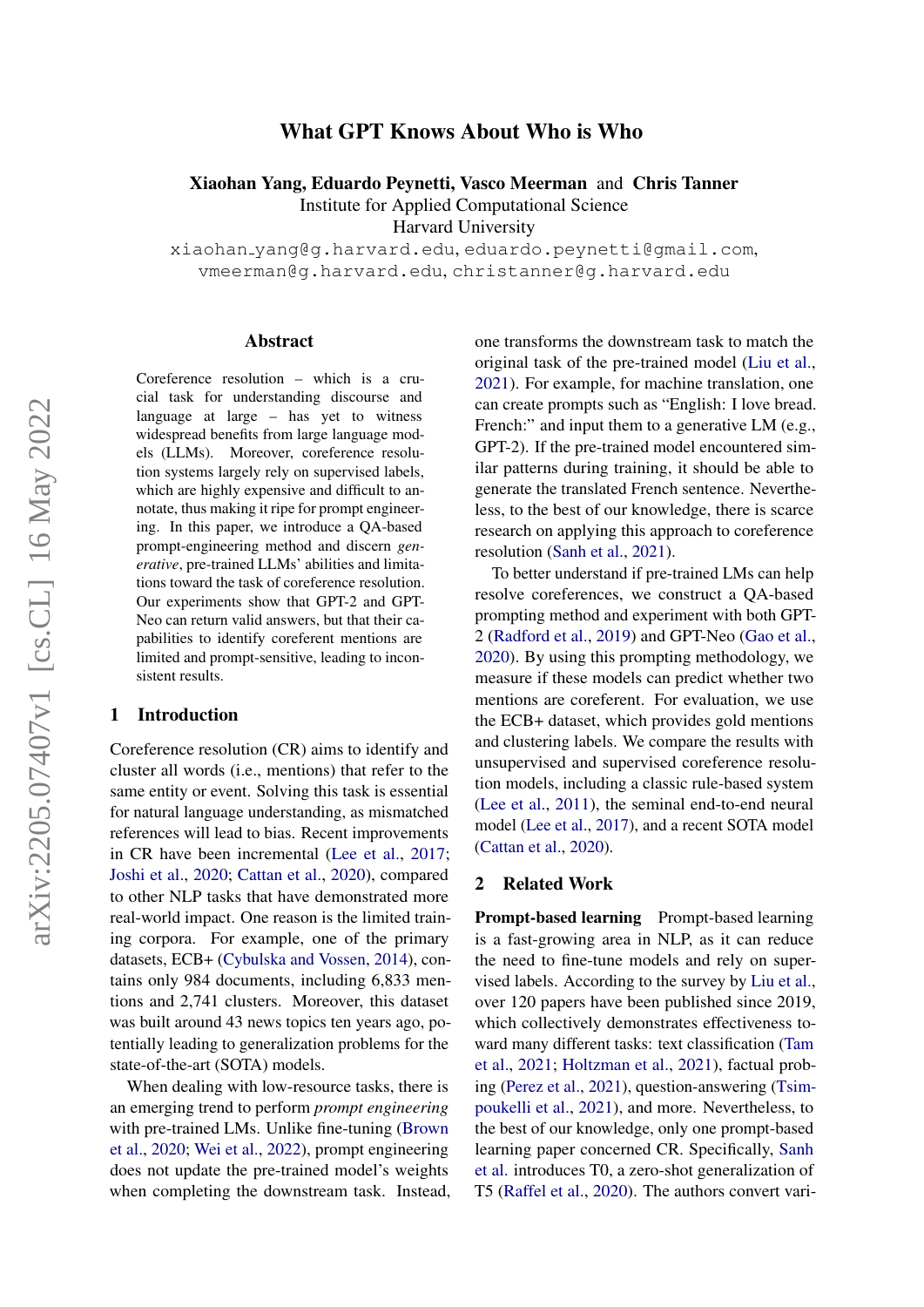# What GPT Knows About Who is Who

**Xiaohan Yang, Eduardo Peynetti, Vasco Meerman** and **Chris Tanner**
Institute for Applied Computational Science
Harvard University
xiaohan_yang@g.harvard.edu, eduardo.peynetti@gmail.com,
vmeerman@g.harvard.edu, christanner@g.harvard.edu

## Abstract

Coreference resolution – which is a crucial task for understanding discourse and language at large – has yet to witness widespread benefits from large language models (LLMs). Moreover, coreference resolution systems largely rely on supervised labels, which are highly expensive and difficult to annotate, thus making it ripe for prompt engineering. In this paper, we introduce a QA-based prompt-engineering method and discern *generative*, pre-trained LLMs' abilities and limitations toward the task of coreference resolution. Our experiments show that GPT-2 and GPT-Neo can return valid answers, but that their capabilities to identify coreferent mentions are limited and prompt-sensitive, leading to inconsistent results.

## 1 Introduction

Coreference resolution (CR) aims to identify and cluster all words (i.e., mentions) that refer to the same entity or event. Solving this task is essential for natural language understanding, as mismatched references will lead to bias. Recent improvements in CR have been incremental (Lee et al., 2017; Joshi et al., 2020; Cattan et al., 2020), compared to other NLP tasks that have demonstrated more real-world impact. One reason is the limited training corpora. For example, one of the primary datasets, ECB+ (Cybulska and Vossen, 2014), contains only 984 documents, including 6,833 mentions and 2,741 clusters. Moreover, this dataset was built around 43 news topics ten years ago, potentially leading to generalization problems for the state-of-the-art (SOTA) models.

When dealing with low-resource tasks, there is an emerging trend to perform *prompt engineering* with pre-trained LMs. Unlike fine-tuning (Brown et al., 2020; Wei et al., 2022), prompt engineering does not update the pre-trained model's weights when completing the downstream task. Instead, one transforms the downstream task to match the original task of the pre-trained model (Liu et al., 2021). For example, for machine translation, one can create prompts such as "English: I love bread. French:" and input them to a generative LM (e.g., GPT-2). If the pre-trained model encountered similar patterns during training, it should be able to generate the translated French sentence. Nevertheless, to the best of our knowledge, there is scarce research on applying this approach to coreference resolution (Sanh et al., 2021).

To better understand if pre-trained LMs can help resolve coreferences, we construct a QA-based prompting method and experiment with both GPT-2 (Radford et al., 2019) and GPT-Neo (Gao et al., 2020). By using this prompting methodology, we measure if these models can predict whether two mentions are coreferent. For evaluation, we use the ECB+ dataset, which provides gold mentions and clustering labels. We compare the results with unsupervised and supervised coreference resolution models, including a classic rule-based system (Lee et al., 2011), the seminal end-to-end neural model (Lee et al., 2017), and a recent SOTA model (Cattan et al., 2020).

## 2 Related Work

**Prompt-based learning** Prompt-based learning is a fast-growing area in NLP, as it can reduce the need to fine-tune models and rely on supervised labels. According to the survey by Liu et al., over 120 papers have been published since 2019, which collectively demonstrates effectiveness toward many different tasks: text classification (Tam et al., 2021; Holtzman et al., 2021), factual probing (Perez et al., 2021), question-answering (Tsimpoukelli et al., 2021), and more. Nevertheless, to the best of our knowledge, only one prompt-based learning paper concerned CR. Specifically, Sanh et al. introduces T0, a zero-shot generalization of T5 (Raffel et al., 2020). The authors convert vari-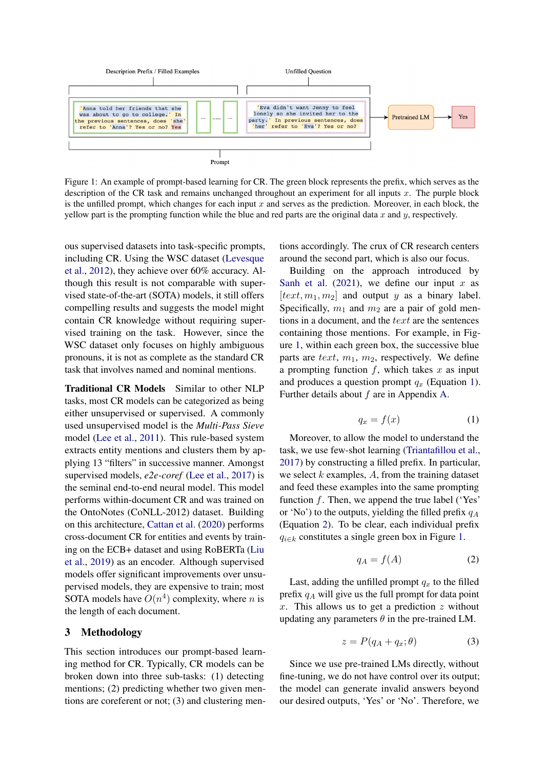Figure 1: An example of prompt-based learning for CR. The green block represents the prefix, which serves as the description of the CR task and remains unchanged throughout an experiment for all inputs $x$. The purple block is the unfilled prompt, which changes for each input $x$ and serves as the prediction. Moreover, in each block, the yellow part is the prompting function while the blue and red parts are the original data $x$ and $y$, respectively.

ous supervised datasets into task-specific prompts, including CR. Using the WSC dataset (Levesque et al., 2012), they achieve over 60% accuracy. Although this result is not comparable with supervised state-of-the-art (SOTA) models, it still offers compelling results and suggests the model might contain CR knowledge without requiring supervised training on the task. However, since the WSC dataset only focuses on highly ambiguous pronouns, it is not as complete as the standard CR task that involves named and nominal mentions.

**Traditional CR Models** Similar to other NLP tasks, most CR models can be categorized as being either unsupervised or supervised. A commonly used unsupervised model is the *Multi-Pass Sieve* model (Lee et al., 2011). This rule-based system extracts entity mentions and clusters them by applying 13 "filters" in successive manner. Amongst supervised models, *e2e-coref* (Lee et al., 2017) is the seminal end-to-end neural model. This model performs within-document CR and was trained on the OntoNotes (CoNLL-2012) dataset. Building on this architecture, Cattan et al. (2020) performs cross-document CR for entities and events by training on the ECB+ dataset and using RoBERTa (Liu et al., 2019) as an encoder. Although supervised models offer significant improvements over unsupervised models, they are expensive to train; most SOTA models have $O(n^4)$ complexity, where $n$ is the length of each document.

## 3 Methodology

This section introduces our prompt-based learning method for CR. Typically, CR models can be broken down into three sub-tasks: (1) detecting mentions; (2) predicting whether two given mentions are coreferent or not; (3) and clustering mentions accordingly. The crux of CR research centers around the second part, which is also our focus.

Building on the approach introduced by Sanh et al. (2021), we define our input $x$ as $[text, m_1, m_2]$ and output $y$ as a binary label. Specifically, $m_1$ and $m_2$ are a pair of gold mentions in a document, and the $text$ are the sentences containing those mentions. For example, in Figure 1, within each green box, the successive blue parts are $text$, $m_1$, $m_2$, respectively. We define a prompting function $f$, which takes $x$ as input and produces a question prompt $q_x$ (Equation 1). Further details about $f$ are in Appendix A.

$$q_x = f(x) \tag{1}$$

Moreover, to allow the model to understand the task, we use few-shot learning (Triantafillou et al., 2017) by constructing a filled prefix. In particular, we select $k$ examples, $A$, from the training dataset and feed these examples into the same prompting function $f$. Then, we append the true label ('Yes' or 'No') to the outputs, yielding the filled prefix $q_A$ (Equation 2). To be clear, each individual prefix $q_{i \in k}$ constitutes a single green box in Figure 1.

$$q_A = f(A) \tag{2}$$

Last, adding the unfilled prompt $q_x$ to the filled prefix $q_A$ will give us the full prompt for data point $x$. This allows us to get a prediction $z$ without updating any parameters $\theta$ in the pre-trained LM.

$$z = P(q_A + q_x; \theta) \tag{3}$$

Since we use pre-trained LMs directly, without fine-tuning, we do not have control over its output; the model can generate invalid answers beyond our desired outputs, 'Yes' or 'No'. Therefore, we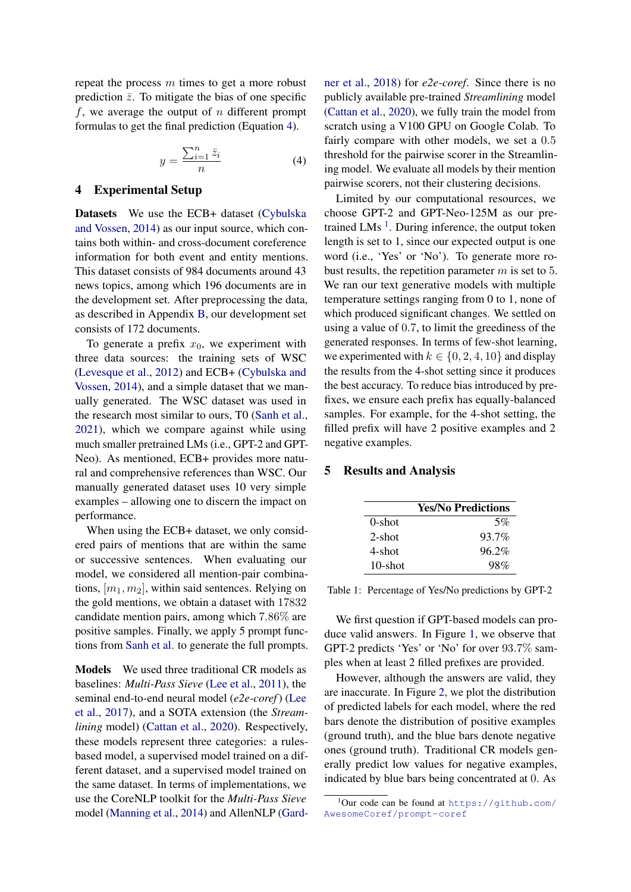repeat the process $m$ times to get a more robust prediction $\bar{z}$. To mitigate the bias of one specific $f$, we average the output of $n$ different prompt formulas to get the final prediction (Equation 4).

$$y = \frac{\sum_{i=1}^{n} \bar{z}_i}{n} \tag{4}$$

## 4 Experimental Setup

**Datasets** We use the ECB+ dataset (Cybulska and Vossen, 2014) as our input source, which contains both within- and cross-document coreference information for both event and entity mentions. This dataset consists of 984 documents around 43 news topics, among which 196 documents are in the development set. After preprocessing the data, as described in Appendix B, our development set consists of 172 documents.

To generate a prefix $x_0$, we experiment with three data sources: the training sets of WSC (Levesque et al., 2012) and ECB+ (Cybulska and Vossen, 2014), and a simple dataset that we manually generated. The WSC dataset was used in the research most similar to ours, T0 (Sanh et al., 2021), which we compare against while using much smaller pretrained LMs (i.e., GPT-2 and GPT-Neo). As mentioned, ECB+ provides more natural and comprehensive references than WSC. Our manually generated dataset uses 10 very simple examples – allowing one to discern the impact on performance.

When using the ECB+ dataset, we only considered pairs of mentions that are within the same or successive sentences. When evaluating our model, we considered all mention-pair combinations, $[m_1, m_2]$, within said sentences. Relying on the gold mentions, we obtain a dataset with 17832 candidate mention pairs, among which $7.86\%$ are positive samples. Finally, we apply 5 prompt functions from Sanh et al. to generate the full prompts.

**Models** We used three traditional CR models as baselines: *Multi-Pass Sieve* (Lee et al., 2011), the seminal end-to-end neural model (*e2e-coref*) (Lee et al., 2017), and a SOTA extension (the *Streamlining* model) (Cattan et al., 2020). Respectively, these models represent three categories: a rules-based model, a supervised model trained on a different dataset, and a supervised model trained on the same dataset. In terms of implementations, we use the CoreNLP toolkit for the *Multi-Pass Sieve* model (Manning et al., 2014) and AllenNLP (Gardner et al., 2018) for *e2e-coref*. Since there is no publicly available pre-trained *Streamlining* model (Cattan et al., 2020), we fully train the model from scratch using a V100 GPU on Google Colab. To fairly compare with other models, we set a $0.5$ threshold for the pairwise scorer in the Streamlining model. We evaluate all models by their mention pairwise scorers, not their clustering decisions.

Limited by our computational resources, we choose GPT-2 and GPT-Neo-125M as our pretrained LMs [1]. During inference, the output token length is set to 1, since our expected output is one word (i.e., 'Yes' or 'No'). To generate more robust results, the repetition parameter $m$ is set to 5. We ran our text generative models with multiple temperature settings ranging from 0 to 1, none of which produced significant changes. We settled on using a value of $0.7$, to limit the greediness of the generated responses. In terms of few-shot learning, we experimented with $k \in \{0, 2, 4, 10\}$ and display the results from the 4-shot setting since it produces the best accuracy. To reduce bias introduced by prefixes, we ensure each prefix has equally-balanced samples. For example, for the 4-shot setting, the filled prefix will have 2 positive examples and 2 negative examples.

## 5 Results and Analysis

| | Yes/No Predictions |
|---|---|
| 0-shot | 5% |
| 2-shot | 93.7% |
| 4-shot | 96.2% |
| 10-shot | 98% |

Table 1: Percentage of Yes/No predictions by GPT-2

We first question if GPT-based models can produce valid answers. In Figure 1, we observe that GPT-2 predicts 'Yes' or 'No' for over $93.7\%$ samples when at least 2 filled prefixes are provided.

However, although the answers are valid, they are inaccurate. In Figure 2, we plot the distribution of predicted labels for each model, where the red bars denote the distribution of positive examples (ground truth), and the blue bars denote negative ones (ground truth). Traditional CR models generally predict low values for negative examples, indicated by blue bars being concentrated at $0$. As

[1] Our code can be found at https://github.com/AwesomeCoref/prompt-coref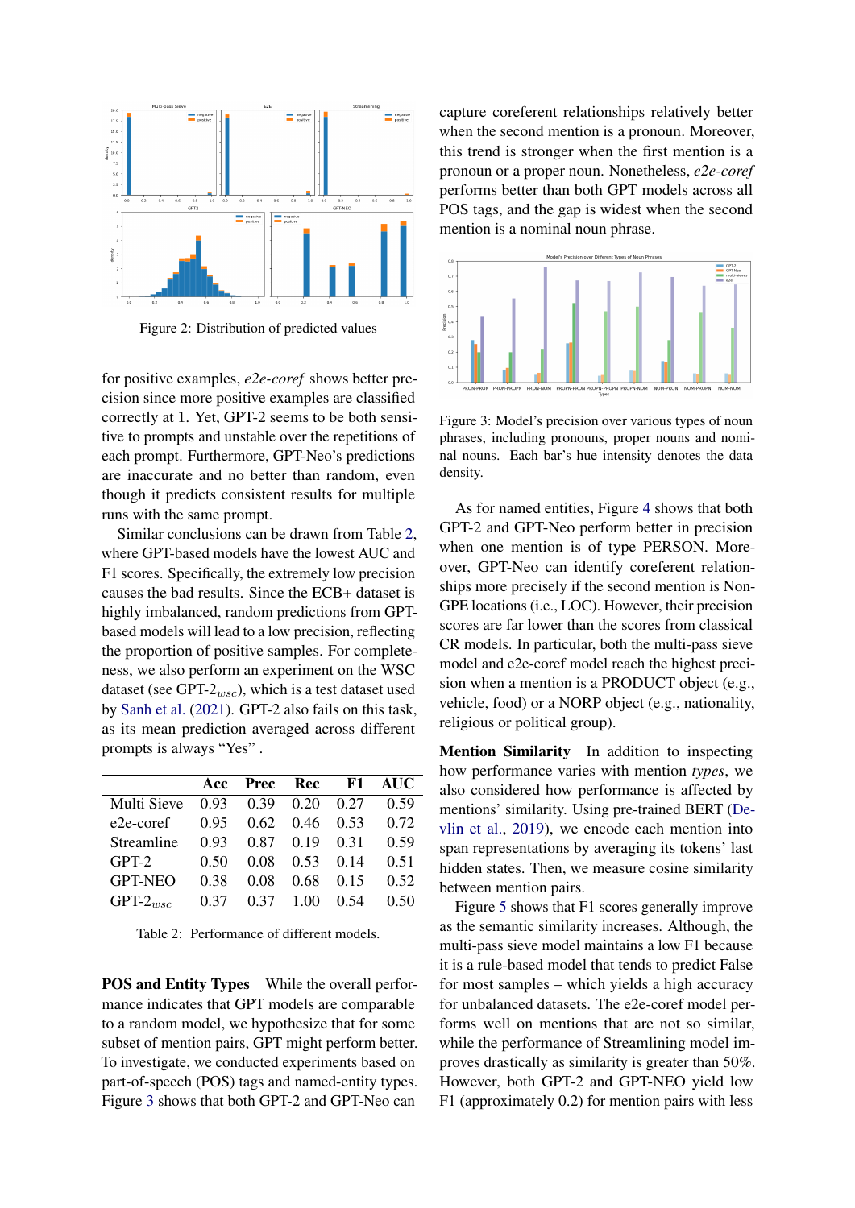Figure 2: Distribution of predicted values

for positive examples, *e2e-coref* shows better precision since more positive examples are classified correctly at 1. Yet, GPT-2 seems to be both sensitive to prompts and unstable over the repetitions of each prompt. Furthermore, GPT-Neo's predictions are inaccurate and no better than random, even though it predicts consistent results for multiple runs with the same prompt.

Similar conclusions can be drawn from Table 2, where GPT-based models have the lowest AUC and F1 scores. Specifically, the extremely low precision causes the bad results. Since the ECB+ dataset is highly imbalanced, random predictions from GPT-based models will lead to a low precision, reflecting the proportion of positive samples. For completeness, we also perform an experiment on the WSC dataset (see GPT-$2_{wsc}$), which is a test dataset used by Sanh et al. (2021). GPT-2 also fails on this task, as its mean prediction averaged across different prompts is always "Yes" .

| | Acc | Prec | Rec | F1 | AUC |
|---|---|---|---|---|---|
| Multi Sieve | 0.93 | 0.39 | 0.20 | 0.27 | 0.59 |
| e2e-coref | 0.95 | 0.62 | 0.46 | 0.53 | 0.72 |
| Streamline | 0.93 | 0.87 | 0.19 | 0.31 | 0.59 |
| GPT-2 | 0.50 | 0.08 | 0.53 | 0.14 | 0.51 |
| GPT-NEO | 0.38 | 0.08 | 0.68 | 0.15 | 0.52 |
| GPT-$2_{wsc}$ | 0.37 | 0.37 | 1.00 | 0.54 | 0.50 |

Table 2: Performance of different models.

**POS and Entity Types** While the overall performance indicates that GPT models are comparable to a random model, we hypothesize that for some subset of mention pairs, GPT might perform better. To investigate, we conducted experiments based on part-of-speech (POS) tags and named-entity types. Figure 3 shows that both GPT-2 and GPT-Neo can capture coreferent relationships relatively better when the second mention is a pronoun. Moreover, this trend is stronger when the first mention is a pronoun or a proper noun. Nonetheless, *e2e-coref* performs better than both GPT models across all POS tags, and the gap is widest when the second mention is a nominal noun phrase.

Figure 3: Model's precision over various types of noun phrases, including pronouns, proper nouns and nominal nouns. Each bar's hue intensity denotes the data density.

As for named entities, Figure 4 shows that both GPT-2 and GPT-Neo perform better in precision when one mention is of type PERSON. Moreover, GPT-Neo can identify coreferent relationships more precisely if the second mention is Non-GPE locations (i.e., LOC). However, their precision scores are far lower than the scores from classical CR models. In particular, both the multi-pass sieve model and e2e-coref model reach the highest precision when a mention is a PRODUCT object (e.g., vehicle, food) or a NORP object (e.g., nationality, religious or political group).

**Mention Similarity** In addition to inspecting how performance varies with mention *types*, we also considered how performance is affected by mentions' similarity. Using pre-trained BERT (Devlin et al., 2019), we encode each mention into span representations by averaging its tokens' last hidden states. Then, we measure cosine similarity between mention pairs.

Figure 5 shows that F1 scores generally improve as the semantic similarity increases. Although, the multi-pass sieve model maintains a low F1 because it is a rule-based model that tends to predict False for most samples – which yields a high accuracy for unbalanced datasets. The e2e-coref model performs well on mentions that are not so similar, while the performance of Streamlining model improves drastically as similarity is greater than 50%. However, both GPT-2 and GPT-NEO yield low F1 (approximately 0.2) for mention pairs with less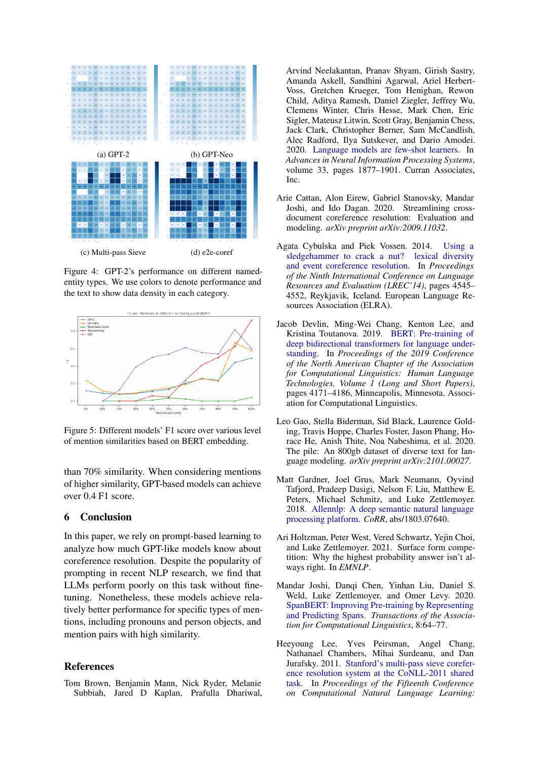(a) GPT-2

(b) GPT-Neo

(c) Multi-pass Sieve

(d) e2e-coref

Figure 4: GPT-2's performance on different named-entity types. We use colors to denote performance and the text to show data density in each category.

Figure 5: Different models' F1 score over various level of mention similarities based on BERT embedding.

than 70% similarity. When considering mentions of higher similarity, GPT-based models can achieve over 0.4 F1 score.

## 6 Conclusion

In this paper, we rely on prompt-based learning to analyze how much GPT-like models know about coreference resolution. Despite the popularity of prompting in recent NLP research, we find that LLMs perform poorly on this task without fine-tuning. Nonetheless, these models achieve relatively better performance for specific types of mentions, including pronouns and person objects, and mention pairs with high similarity.

## References

Tom Brown, Benjamin Mann, Nick Ryder, Melanie Subbiah, Jared D Kaplan, Prafulla Dhariwal, Arvind Neelakantan, Pranav Shyam, Girish Sastry, Amanda Askell, Sandhini Agarwal, Ariel Herbert-Voss, Gretchen Krueger, Tom Henighan, Rewon Child, Aditya Ramesh, Daniel Ziegler, Jeffrey Wu, Clemens Winter, Chris Hesse, Mark Chen, Eric Sigler, Mateusz Litwin, Scott Gray, Benjamin Chess, Jack Clark, Christopher Berner, Sam McCandlish, Alec Radford, Ilya Sutskever, and Dario Amodei. 2020. Language models are few-shot learners. In *Advances in Neural Information Processing Systems*, volume 33, pages 1877–1901. Curran Associates, Inc.

Arie Cattan, Alon Eirew, Gabriel Stanovsky, Mandar Joshi, and Ido Dagan. 2020. Streamlining cross-document coreference resolution: Evaluation and modeling. *arXiv preprint arXiv:2009.11032*.

Agata Cybulska and Piek Vossen. 2014. Using a sledgehammer to crack a nut? lexical diversity and event coreference resolution. In *Proceedings of the Ninth International Conference on Language Resources and Evaluation (LREC'14)*, pages 4545–4552, Reykjavik, Iceland. European Language Resources Association (ELRA).

Jacob Devlin, Ming-Wei Chang, Kenton Lee, and Kristina Toutanova. 2019. BERT: Pre-training of deep bidirectional transformers for language understanding. In *Proceedings of the 2019 Conference of the North American Chapter of the Association for Computational Linguistics: Human Language Technologies, Volume 1 (Long and Short Papers)*, pages 4171–4186, Minneapolis, Minnesota. Association for Computational Linguistics.

Leo Gao, Stella Biderman, Sid Black, Laurence Golding, Travis Hoppe, Charles Foster, Jason Phang, Horace He, Anish Thite, Noa Nabeshima, et al. 2020. The pile: An 800gb dataset of diverse text for language modeling. *arXiv preprint arXiv:2101.00027*.

Matt Gardner, Joel Grus, Mark Neumann, Oyvind Tafjord, Pradeep Dasigi, Nelson F. Liu, Matthew E. Peters, Michael Schmitz, and Luke Zettlemoyer. 2018. Allennlp: A deep semantic natural language processing platform. *CoRR*, abs/1803.07640.

Ari Holtzman, Peter West, Vered Schwartz, Yejin Choi, and Luke Zettlemoyer. 2021. Surface form competition: Why the highest probability answer isn't always right. In *EMNLP*.

Mandar Joshi, Danqi Chen, Yinhan Liu, Daniel S. Weld, Luke Zettlemoyer, and Omer Levy. 2020. SpanBERT: Improving Pre-training by Representing and Predicting Spans. *Transactions of the Association for Computational Linguistics*, 8:64–77.

Heeyoung Lee, Yves Peirsman, Angel Chang, Nathanael Chambers, Mihai Surdeanu, and Dan Jurafsky. 2011. Stanford's multi-pass sieve coreference resolution system at the CoNLL-2011 shared task. In *Proceedings of the Fifteenth Conference on Computational Natural Language Learning:*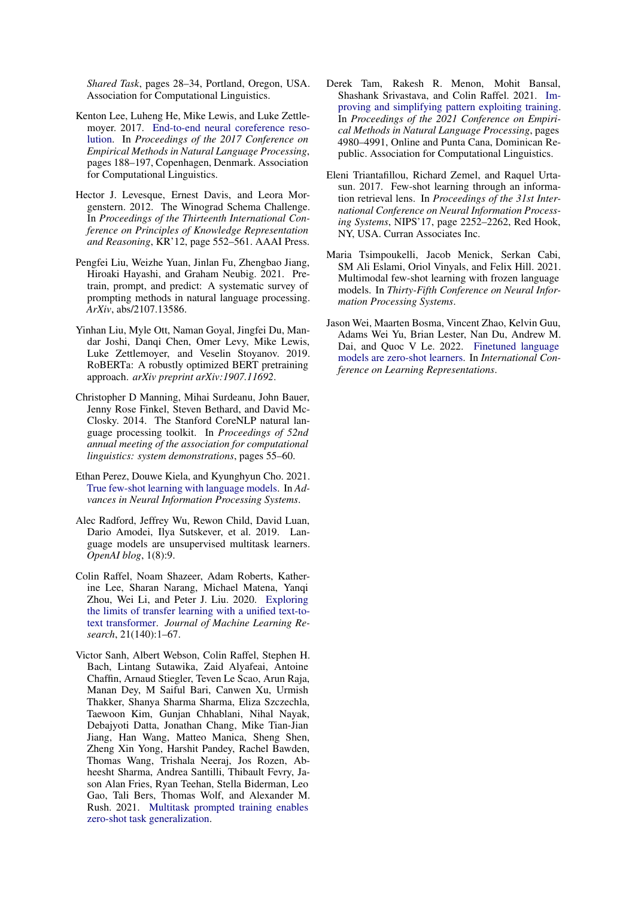*Shared Task*, pages 28–34, Portland, Oregon, USA. Association for Computational Linguistics.

Kenton Lee, Luheng He, Mike Lewis, and Luke Zettlemoyer. 2017. End-to-end neural coreference resolution. In *Proceedings of the 2017 Conference on Empirical Methods in Natural Language Processing*, pages 188–197, Copenhagen, Denmark. Association for Computational Linguistics.

Hector J. Levesque, Ernest Davis, and Leora Morgenstern. 2012. The Winograd Schema Challenge. In *Proceedings of the Thirteenth International Conference on Principles of Knowledge Representation and Reasoning*, KR'12, page 552–561. AAAI Press.

Pengfei Liu, Weizhe Yuan, Jinlan Fu, Zhengbao Jiang, Hiroaki Hayashi, and Graham Neubig. 2021. Pre-train, prompt, and predict: A systematic survey of prompting methods in natural language processing. *ArXiv*, abs/2107.13586.

Yinhan Liu, Myle Ott, Naman Goyal, Jingfei Du, Mandar Joshi, Danqi Chen, Omer Levy, Mike Lewis, Luke Zettlemoyer, and Veselin Stoyanov. 2019. RoBERTa: A robustly optimized BERT pretraining approach. *arXiv preprint arXiv:1907.11692*.

Christopher D Manning, Mihai Surdeanu, John Bauer, Jenny Rose Finkel, Steven Bethard, and David McClosky. 2014. The Stanford CoreNLP natural language processing toolkit. In *Proceedings of 52nd annual meeting of the association for computational linguistics: system demonstrations*, pages 55–60.

Ethan Perez, Douwe Kiela, and Kyunghyun Cho. 2021. True few-shot learning with language models. In *Advances in Neural Information Processing Systems*.

Alec Radford, Jeffrey Wu, Rewon Child, David Luan, Dario Amodei, Ilya Sutskever, et al. 2019. Language models are unsupervised multitask learners. *OpenAI blog*, 1(8):9.

Colin Raffel, Noam Shazeer, Adam Roberts, Katherine Lee, Sharan Narang, Michael Matena, Yanqi Zhou, Wei Li, and Peter J. Liu. 2020. Exploring the limits of transfer learning with a unified text-to-text transformer. *Journal of Machine Learning Research*, 21(140):1–67.

Victor Sanh, Albert Webson, Colin Raffel, Stephen H. Bach, Lintang Sutawika, Zaid Alyafeai, Antoine Chaffin, Arnaud Stiegler, Teven Le Scao, Arun Raja, Manan Dey, M Saiful Bari, Canwen Xu, Urmish Thakker, Shanya Sharma Sharma, Eliza Szczechla, Taewoon Kim, Gunjan Chhablani, Nihal Nayak, Debajyoti Datta, Jonathan Chang, Mike Tian-Jian Jiang, Han Wang, Matteo Manica, Sheng Shen, Zheng Xin Yong, Harshit Pandey, Rachel Bawden, Thomas Wang, Trishala Neeraj, Jos Rozen, Abheesht Sharma, Andrea Santilli, Thibault Fevry, Jason Alan Fries, Ryan Teehan, Stella Biderman, Leo Gao, Tali Bers, Thomas Wolf, and Alexander M. Rush. 2021. Multitask prompted training enables zero-shot task generalization.

Derek Tam, Rakesh R. Menon, Mohit Bansal, Shashank Srivastava, and Colin Raffel. 2021. Improving and simplifying pattern exploiting training. In *Proceedings of the 2021 Conference on Empirical Methods in Natural Language Processing*, pages 4980–4991, Online and Punta Cana, Dominican Republic. Association for Computational Linguistics.

Eleni Triantafillou, Richard Zemel, and Raquel Urtasun. 2017. Few-shot learning through an information retrieval lens. In *Proceedings of the 31st International Conference on Neural Information Processing Systems*, NIPS'17, page 2252–2262, Red Hook, NY, USA. Curran Associates Inc.

Maria Tsimpoukelli, Jacob Menick, Serkan Cabi, SM Ali Eslami, Oriol Vinyals, and Felix Hill. 2021. Multimodal few-shot learning with frozen language models. In *Thirty-Fifth Conference on Neural Information Processing Systems*.

Jason Wei, Maarten Bosma, Vincent Zhao, Kelvin Guu, Adams Wei Yu, Brian Lester, Nan Du, Andrew M. Dai, and Quoc V Le. 2022. Finetuned language models are zero-shot learners. In *International Conference on Learning Representations*.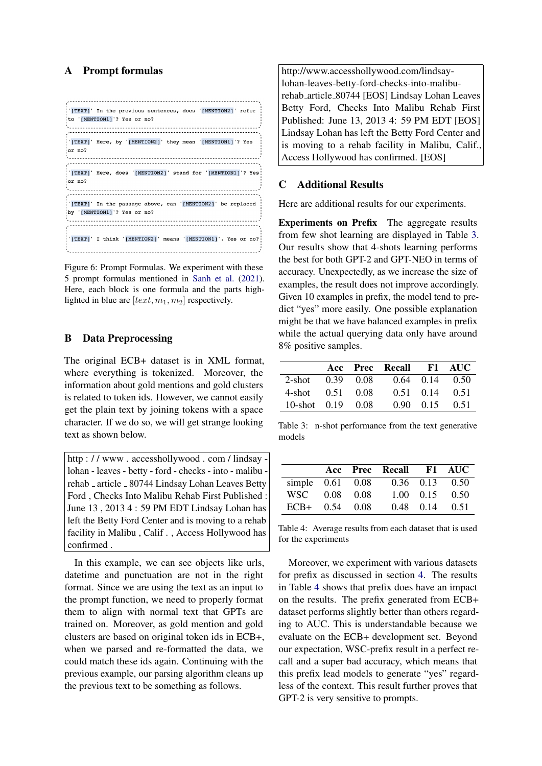## A Prompt formulas

```
'[TEXT]' In the previous sentences, does '[MENTION2]' refer to '[MENTION1]'? Yes or no?
```

```
'[TEXT]' Here, by '[MENTION2]' they mean '[MENTION1]'? Yes or no?
```

```
'[TEXT]' Here, does '[MENTION2]' stand for '[MENTION1]'? Yes or no?
```

```
'[TEXT]' In the passage above, can '[MENTION2]' be replaced by '[MENTION1]'? Yes or no?
```

```
'[TEXT]' I think '[MENTION2]' means '[MENTION1]'. Yes or no?
```

Figure 6: Prompt Formulas. We experiment with these 5 prompt formulas mentioned in Sanh et al. (2021). Here, each block is one formula and the parts highlighted in blue are $[text, m_1, m_2]$ respectively.

## B Data Preprocessing

The original ECB+ dataset is in XML format, where everything is tokenized. Moreover, the information about gold mentions and gold clusters is related to token ids. However, we cannot easily get the plain text by joining tokens with a space character. If we do so, we will get strange looking text as shown below.

> http : / / www . accesshollywood . com / lindsay - lohan - leaves - betty - ford - checks - into - malibu - rehab _ article _ 80744 Lindsay Lohan Leaves Betty Ford , Checks Into Malibu Rehab First Published : June 13 , 2013 4 : 59 PM EDT Lindsay Lohan has left the Betty Ford Center and is moving to a rehab facility in Malibu , Calif . , Access Hollywood has confirmed .

In this example, we can see objects like urls, datetime and punctuation are not in the right format. Since we are using the text as an input to the prompt function, we need to properly format them to align with normal text that GPTs are trained on. Moreover, as gold mention and gold clusters are based on original token ids in ECB+, when we parsed and re-formatted the data, we could match these ids again. Continuing with the previous example, our parsing algorithm cleans up the previous text to be something as follows.

> http://www.accesshollywood.com/lindsay-lohan-leaves-betty-ford-checks-into-malibu-rehab_article_80744 [EOS] Lindsay Lohan Leaves Betty Ford, Checks Into Malibu Rehab First Published: June 13, 2013 4: 59 PM EDT [EOS] Lindsay Lohan has left the Betty Ford Center and is moving to a rehab facility in Malibu, Calif., Access Hollywood has confirmed. [EOS]

## C Additional Results

Here are additional results for our experiments.

**Experiments on Prefix** The aggregate results from few shot learning are displayed in Table 3. Our results show that 4-shots learning performs the best for both GPT-2 and GPT-NEO in terms of accuracy. Unexpectedly, as we increase the size of examples, the result does not improve accordingly. Given 10 examples in prefix, the model tend to predict "yes" more easily. One possible explanation might be that we have balanced examples in prefix while the actual querying data only have around 8% positive samples.

| | Acc | Prec | Recall | F1 | AUC |
|---|---|---|---|---|---|
| 2-shot | 0.39 | 0.08 | 0.64 | 0.14 | 0.50 |
| 4-shot | 0.51 | 0.08 | 0.51 | 0.14 | 0.51 |
| 10-shot | 0.19 | 0.08 | 0.90 | 0.15 | 0.51 |

Table 3: n-shot performance from the text generative models

| | Acc | Prec | Recall | F1 | AUC |
|---|---|---|---|---|---|
| simple | 0.61 | 0.08 | 0.36 | 0.13 | 0.50 |
| WSC | 0.08 | 0.08 | 1.00 | 0.15 | 0.50 |
| ECB+ | 0.54 | 0.08 | 0.48 | 0.14 | 0.51 |

Table 4: Average results from each dataset that is used for the experiments

Moreover, we experiment with various datasets for prefix as discussed in section 4. The results in Table 4 shows that prefix does have an impact on the results. The prefix generated from ECB+ dataset performs slightly better than others regarding to AUC. This is understandable because we evaluate on the ECB+ development set. Beyond our expectation, WSC-prefix result in a perfect recall and a super bad accuracy, which means that this prefix lead models to generate "yes" regardless of the context. This result further proves that GPT-2 is very sensitive to prompts.